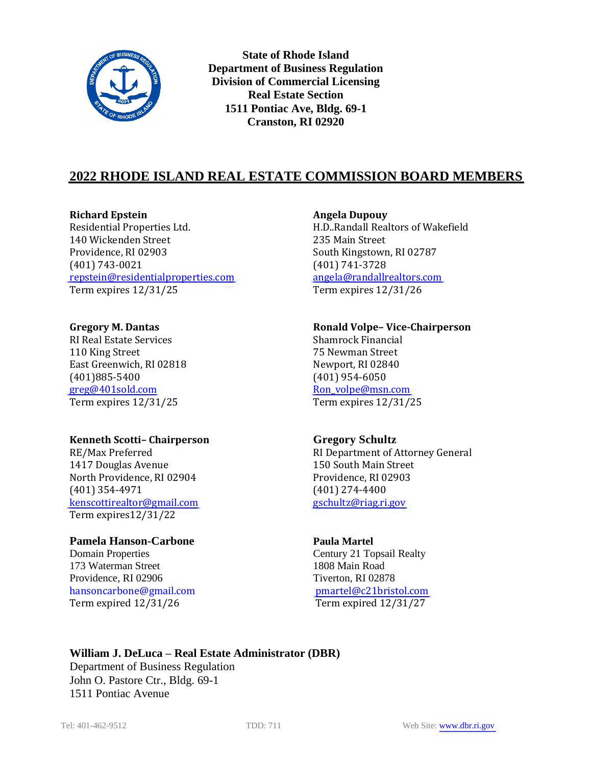State of Rhode Island
Department of Business Regulation
Division of Commercial Licensing
Real Estate Section
1511 Pontiac Ave, Bldg. 69-1
Cranston, RI 02920

# 2022 RHODE ISLAND REAL ESTATE COMMISSION BOARD MEMBERS

**Richard Epstein**
Residential Properties Ltd.
140 Wickenden Street
Providence, RI 02903
(401) 743-0021
repstein@residentialproperties.com
Term expires 12/31/25

**Angela Dupouy**
H.D..Randall Realtors of Wakefield
235 Main Street
South Kingstown, RI 02787
(401) 741-3728
angela@randallrealtors.com
Term expires 12/31/26

**Gregory M. Dantas**
RI Real Estate Services
110 King Street
East Greenwich, RI 02818
(401)885-5400
greg@401sold.com
Term expires 12/31/25

**Ronald Volpe– Vice-Chairperson**
Shamrock Financial
75 Newman Street
Newport, RI 02840
(401) 954-6050
Ron_volpe@msn.com
Term expires 12/31/25

**Kenneth Scotti– Chairperson**
RE/Max Preferred
1417 Douglas Avenue
North Providence, RI 02904
(401) 354-4971
kenscottirealtor@gmail.com
Term expires12/31/22

**Gregory Schultz**
RI Department of Attorney General
150 South Main Street
Providence, RI 02903
(401) 274-4400
gschultz@riag.ri.gov

**Pamela Hanson-Carbone**
Domain Properties
173 Waterman Street
Providence, RI 02906
hansoncarbone@gmail.com
Term expired 12/31/26

**Paula Martel**
Century 21 Topsail Realty
1808 Main Road
Tiverton, RI 02878
pmartel@c21bristol.com
Term expired 12/31/27

**William J. DeLuca – Real Estate Administrator (DBR)**
Department of Business Regulation
John O. Pastore Ctr., Bldg. 69-1
1511 Pontiac Avenue

Tel: 401-462-9512 TDD: 711 Web Site: www.dbr.ri.gov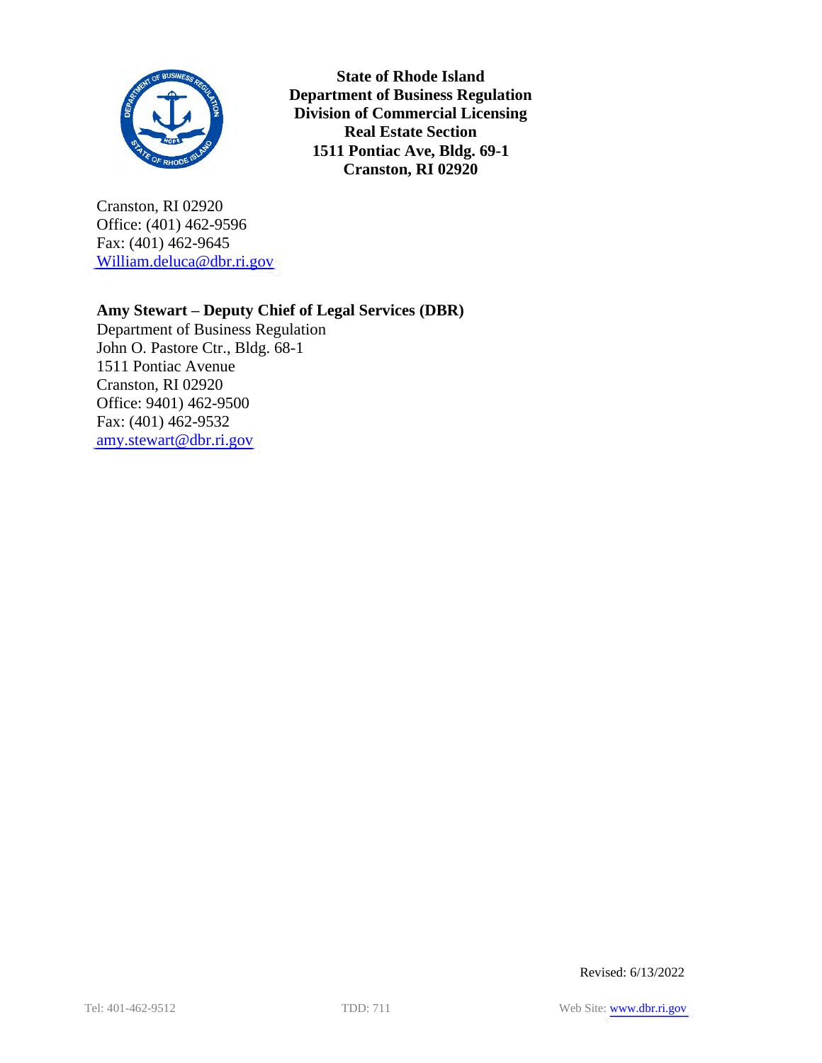**State of Rhode Island**
**Department of Business Regulation**
**Division of Commercial Licensing**
**Real Estate Section**
**1511 Pontiac Ave, Bldg. 69-1**
**Cranston, RI 02920**

Cranston, RI 02920
Office: (401) 462-9596
Fax: (401) 462-9645
William.deluca@dbr.ri.gov

**Amy Stewart – Deputy Chief of Legal Services (DBR)**
Department of Business Regulation
John O. Pastore Ctr., Bldg. 68-1
1511 Pontiac Avenue
Cranston, RI 02920
Office: 9401) 462-9500
Fax: (401) 462-9532
amy.stewart@dbr.ri.gov

Revised: 6/13/2022

Tel: 401-462-9512 TDD: 711 Web Site: www.dbr.ri.gov